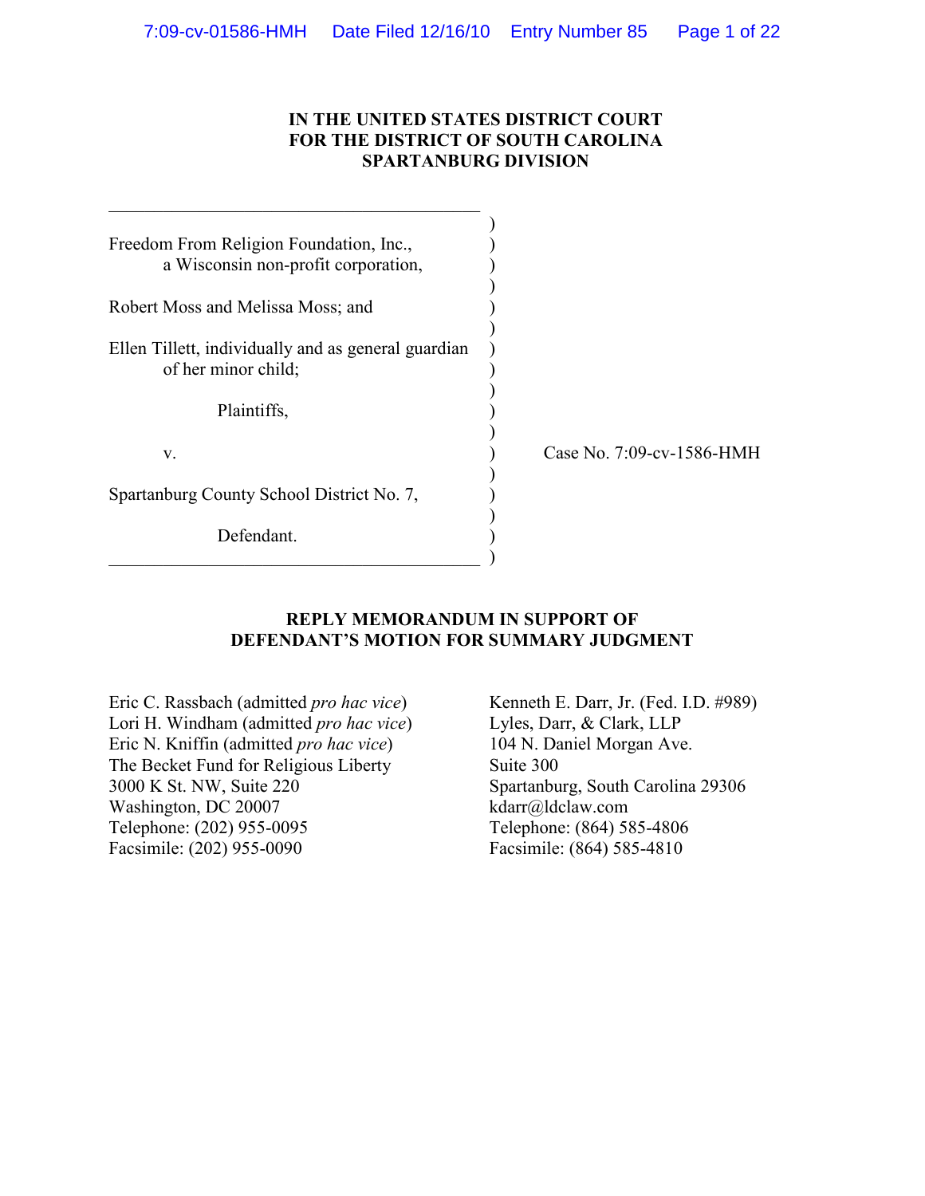**IN THE UNITED STATES DISTRICT COURT**
**FOR THE DISTRICT OF SOUTH CAROLINA**
**SPARTANBURG DIVISION**

Freedom From Religion Foundation, Inc., a Wisconsin non-profit corporation,

Robert Moss and Melissa Moss; and

Ellen Tillett, individually and as general guardian of her minor child;

Plaintiffs,

v.

Spartanburg County School District No. 7,

Defendant.

Case No. 7:09-cv-1586-HMH

**REPLY MEMORANDUM IN SUPPORT OF DEFENDANT'S MOTION FOR SUMMARY JUDGMENT**

Eric C. Rassbach (admitted *pro hac vice*)
Lori H. Windham (admitted *pro hac vice*)
Eric N. Kniffin (admitted *pro hac vice*)
The Becket Fund for Religious Liberty
3000 K St. NW, Suite 220
Washington, DC 20007
Telephone: (202) 955-0095
Facsimile: (202) 955-0090

Kenneth E. Darr, Jr. (Fed. I.D. #989)
Lyles, Darr, & Clark, LLP
104 N. Daniel Morgan Ave.
Suite 300
Spartanburg, South Carolina 29306
kdarr@ldclaw.com
Telephone: (864) 585-4806
Facsimile: (864) 585-4810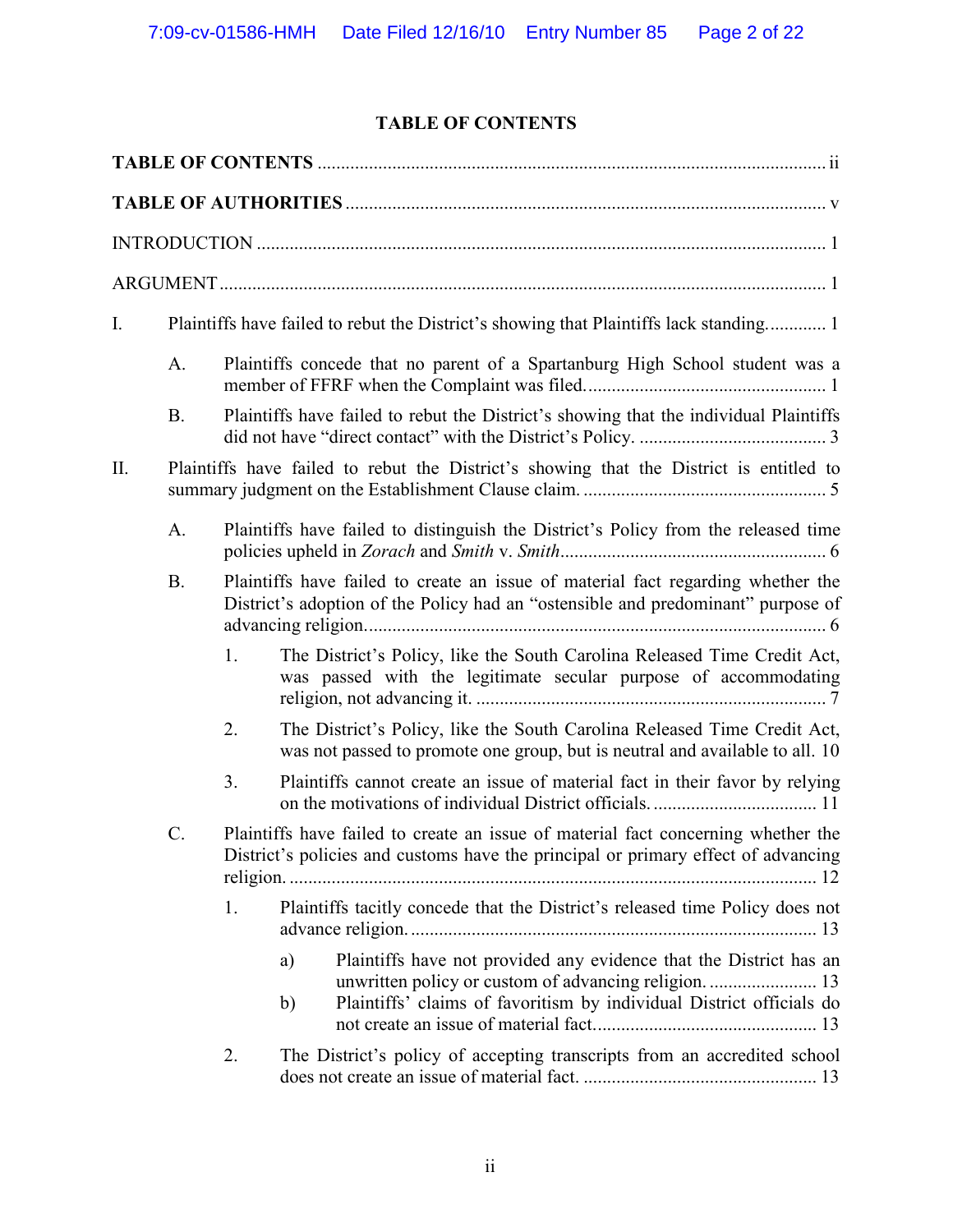**TABLE OF CONTENTS**

**TABLE OF CONTENTS** .......... ii

**TABLE OF AUTHORITIES** .......... v

INTRODUCTION .......... 1

ARGUMENT .......... 1

I. Plaintiffs have failed to rebut the District's showing that Plaintiffs lack standing. .......... 1

- A. Plaintiffs concede that no parent of a Spartanburg High School student was a member of FFRF when the Complaint was filed. .......... 1
- B. Plaintiffs have failed to rebut the District's showing that the individual Plaintiffs did not have "direct contact" with the District's Policy. .......... 3

II. Plaintiffs have failed to rebut the District's showing that the District is entitled to summary judgment on the Establishment Clause claim. .......... 5

- A. Plaintiffs have failed to distinguish the District's Policy from the released time policies upheld in *Zorach* and *Smith* v. *Smith* .......... 6
- B. Plaintiffs have failed to create an issue of material fact regarding whether the District's adoption of the Policy had an "ostensible and predominant" purpose of advancing religion. .......... 6
  1. The District's Policy, like the South Carolina Released Time Credit Act, was passed with the legitimate secular purpose of accommodating religion, not advancing it. .......... 7
  2. The District's Policy, like the South Carolina Released Time Credit Act, was not passed to promote one group, but is neutral and available to all. 10
  3. Plaintiffs cannot create an issue of material fact in their favor by relying on the motivations of individual District officials. .......... 11
- C. Plaintiffs have failed to create an issue of material fact concerning whether the District's policies and customs have the principal or primary effect of advancing religion. .......... 12
  1. Plaintiffs tacitly concede that the District's released time Policy does not advance religion. .......... 13
     - a) Plaintiffs have not provided any evidence that the District has an unwritten policy or custom of advancing religion. .......... 13
     - b) Plaintiffs' claims of favoritism by individual District officials do not create an issue of material fact. .......... 13
  2. The District's policy of accepting transcripts from an accredited school does not create an issue of material fact. .......... 13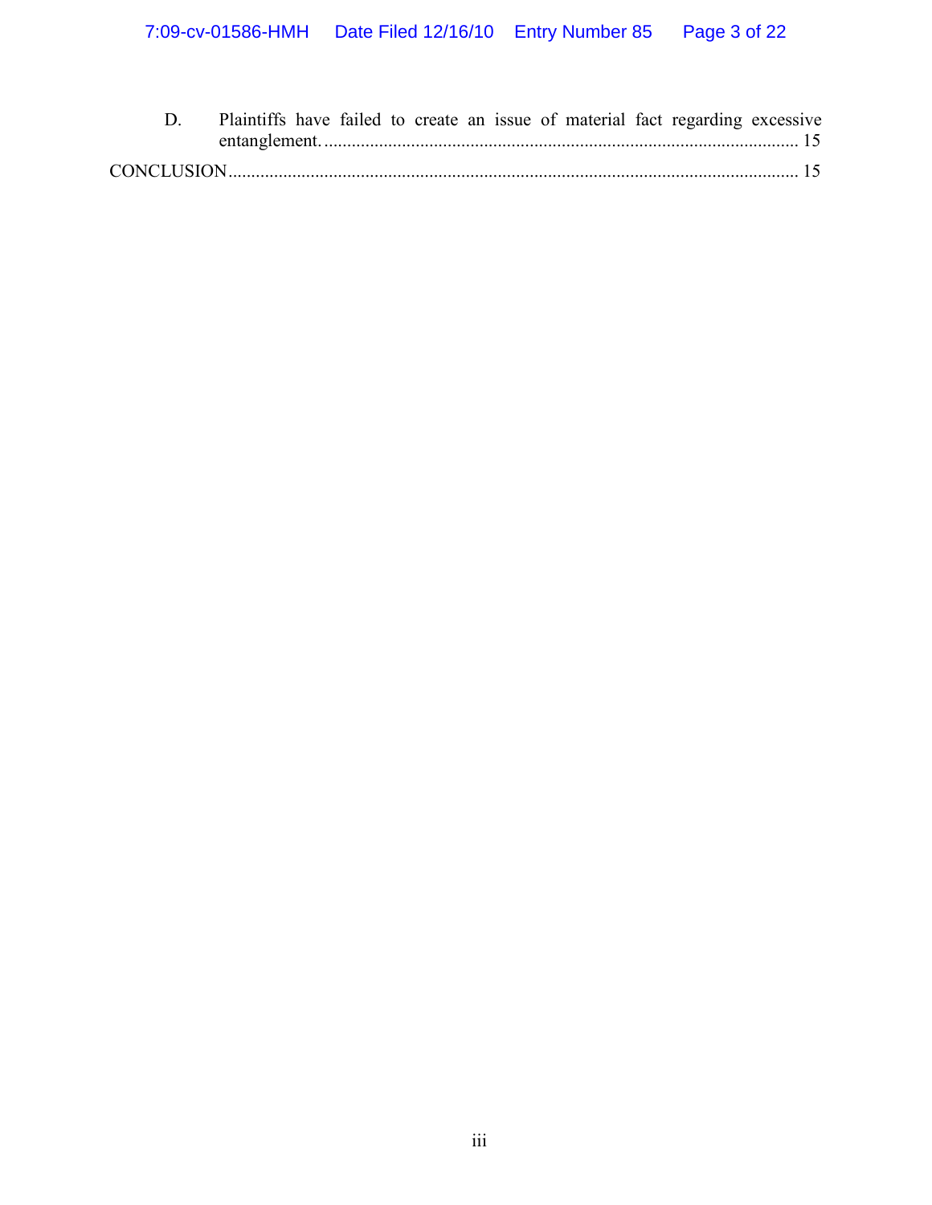D. Plaintiffs have failed to create an issue of material fact regarding excessive entanglement. ........................................................................................................ 15

CONCLUSION........................................................................................................................... 15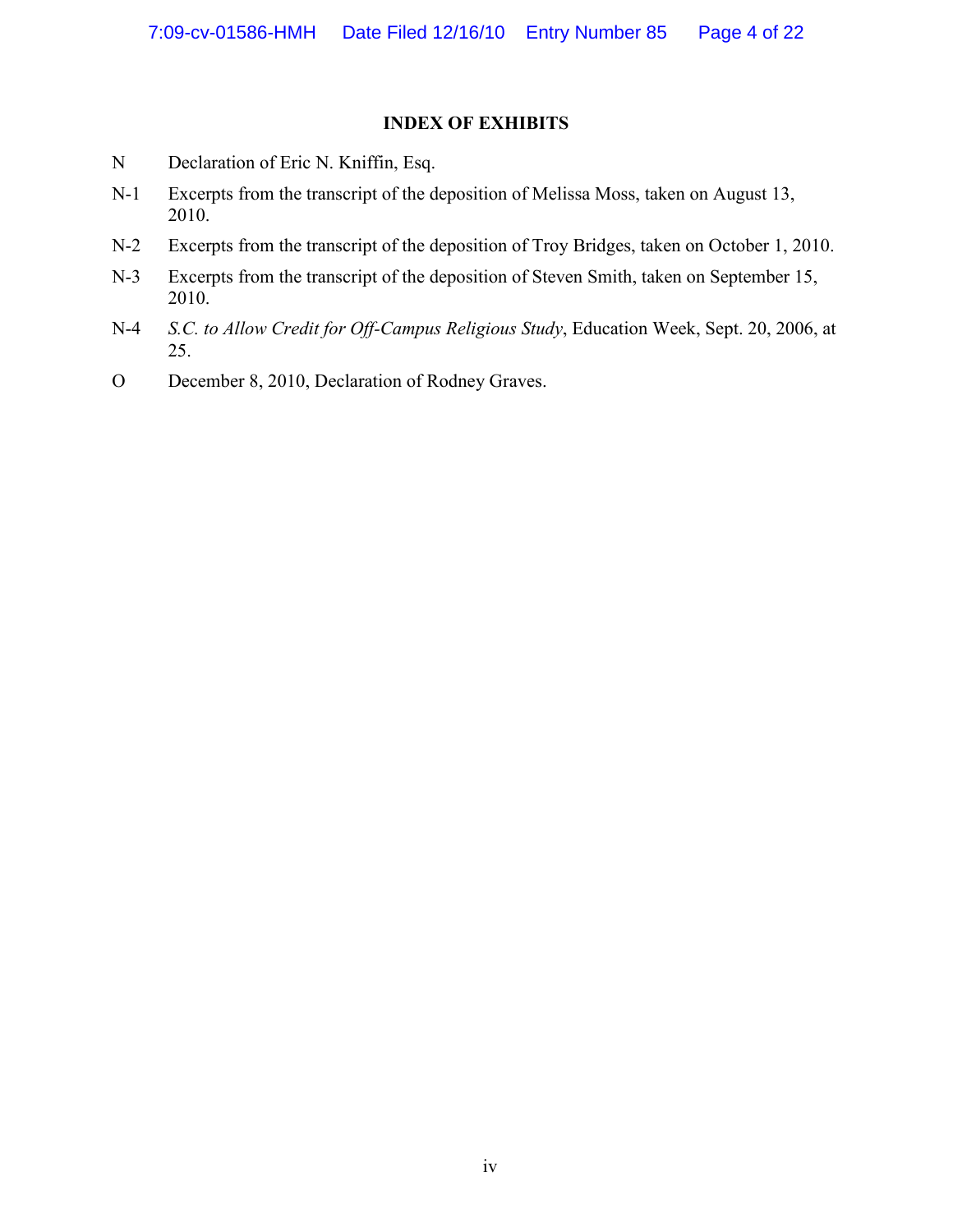## INDEX OF EXHIBITS

| | |
|---|---|
| N | Declaration of Eric N. Kniffin, Esq. |
| N-1 | Excerpts from the transcript of the deposition of Melissa Moss, taken on August 13, 2010. |
| N-2 | Excerpts from the transcript of the deposition of Troy Bridges, taken on October 1, 2010. |
| N-3 | Excerpts from the transcript of the deposition of Steven Smith, taken on September 15, 2010. |
| N-4 | *S.C. to Allow Credit for Off-Campus Religious Study*, Education Week, Sept. 20, 2006, at 25. |
| O | December 8, 2010, Declaration of Rodney Graves. |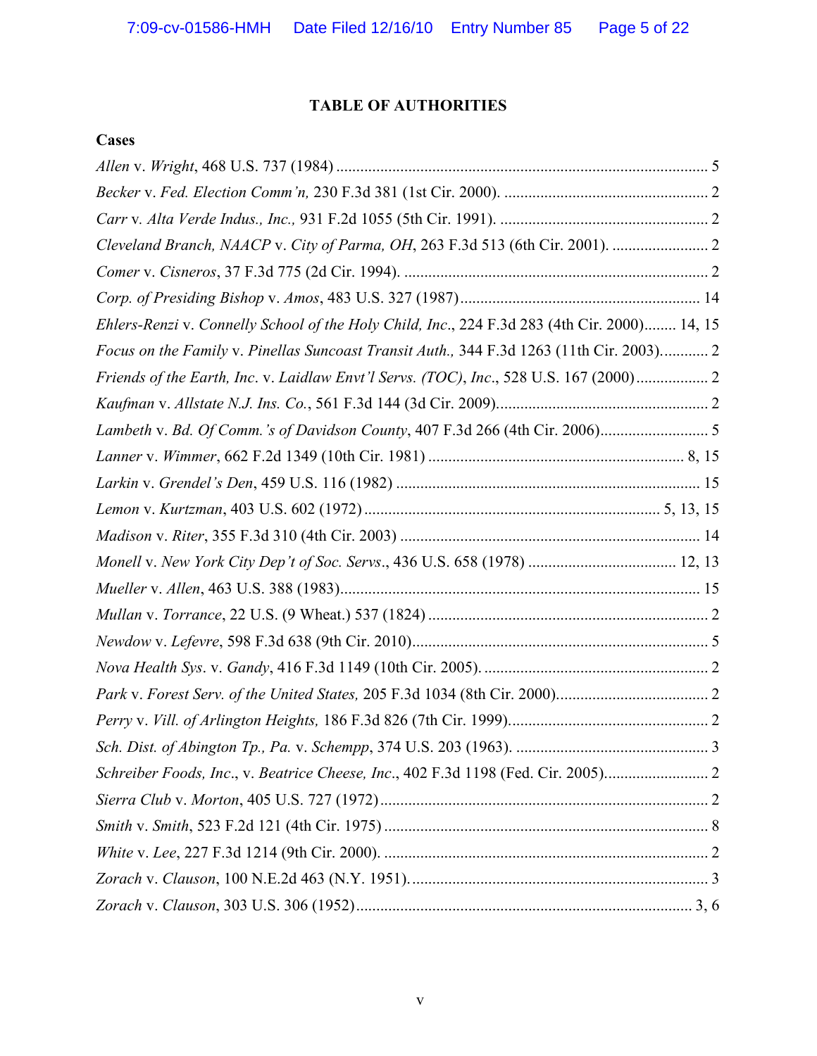# TABLE OF AUTHORITIES

## Cases

*Allen* v. *Wright*, 468 U.S. 737 (1984) ............................................................................................ 5

*Becker* v. *Fed. Election Comm'n,* 230 F.3d 381 (1st Cir. 2000). .................................................. 2

*Carr* v. *Alta Verde Indus., Inc.,* 931 F.2d 1055 (5th Cir. 1991). .................................................... 2

*Cleveland Branch, NAACP* v. *City of Parma, OH*, 263 F.3d 513 (6th Cir. 2001). ........................ 2

*Comer* v. *Cisneros*, 37 F.3d 775 (2d Cir. 1994). ............................................................................ 2

*Corp. of Presiding Bishop* v. *Amos*, 483 U.S. 327 (1987)............................................................ 14

*Ehlers-Renzi* v. *Connelly School of the Holy Child, Inc*., 224 F.3d 283 (4th Cir. 2000)........ 14, 15

*Focus on the Family* v. *Pinellas Suncoast Transit Auth.,* 344 F.3d 1263 (11th Cir. 2003)............ 2

*Friends of the Earth, Inc*. v. *Laidlaw Envt'l Servs. (TOC)*, *Inc*., 528 U.S. 167 (2000).................. 2

*Kaufman* v. *Allstate N.J. Ins. Co.*, 561 F.3d 144 (3d Cir. 2009).................................................... 2

*Lambeth* v. *Bd. Of Comm.'s of Davidson County*, 407 F.3d 266 (4th Cir. 2006)........................... 5

*Lanner* v. *Wimmer*, 662 F.2d 1349 (10th Cir. 1981) ................................................................ 8, 15

*Larkin* v. *Grendel's Den*, 459 U.S. 116 (1982) ........................................................................... 15

*Lemon* v. *Kurtzman*, 403 U.S. 602 (1972) ......................................................................... 5, 13, 15

*Madison* v. *Riter*, 355 F.3d 310 (4th Cir. 2003) ........................................................................... 14

*Monell* v. *New York City Dep't of Soc. Servs*., 436 U.S. 658 (1978) ..................................... 12, 13

*Mueller* v. *Allen*, 463 U.S. 388 (1983)......................................................................................... 15

*Mullan* v. *Torrance*, 22 U.S. (9 Wheat.) 537 (1824) ...................................................................... 2

*Newdow* v. *Lefevre*, 598 F.3d 638 (9th Cir. 2010).......................................................................... 5

*Nova Health Sys*. v. *Gandy*, 416 F.3d 1149 (10th Cir. 2005). ........................................................ 2

*Park* v. *Forest Serv. of the United States,* 205 F.3d 1034 (8th Cir. 2000)...................................... 2

*Perry* v. *Vill. of Arlington Heights,* 186 F.3d 826 (7th Cir. 1999).................................................. 2

*Sch. Dist. of Abington Tp., Pa.* v. *Schempp*, 374 U.S. 203 (1963). ................................................ 3

*Schreiber Foods, Inc*., v. *Beatrice Cheese, Inc*., 402 F.3d 1198 (Fed. Cir. 2005).......................... 2

*Sierra Club* v. *Morton*, 405 U.S. 727 (1972) .................................................................................. 2

*Smith* v. *Smith*, 523 F.2d 121 (4th Cir. 1975) ................................................................................ 8

*White* v. *Lee*, 227 F.3d 1214 (9th Cir. 2000). ................................................................................. 2

*Zorach* v. *Clauson*, 100 N.E.2d 463 (N.Y. 1951). .......................................................................... 3

*Zorach* v. *Clauson*, 303 U.S. 306 (1952).................................................................................... 3, 6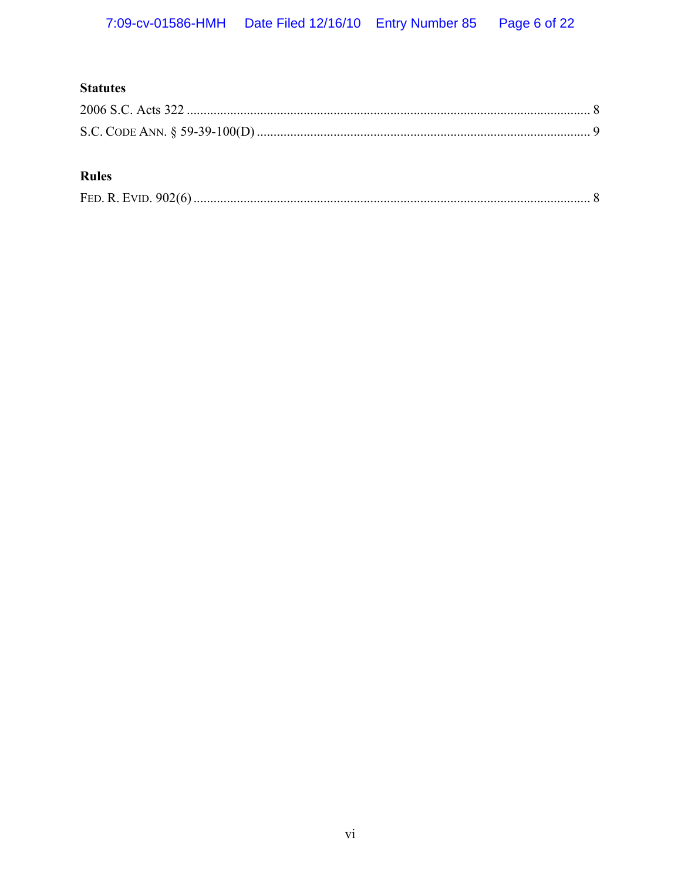### Statutes

2006 S.C. Acts 322 ........................................................................................................................ 8

S.C. CODE ANN. § 59-39-100(D) .................................................................................................... 9

### Rules

FED. R. EVID. 902(6) ....................................................................................................................... 8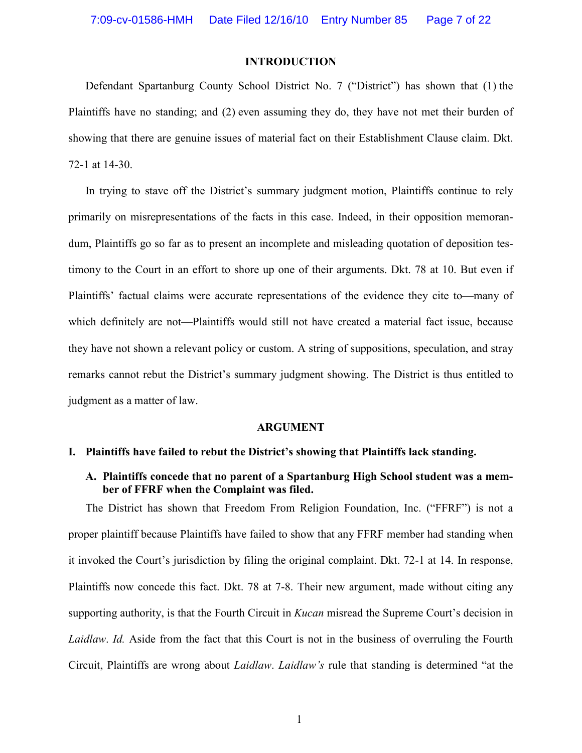## INTRODUCTION

Defendant Spartanburg County School District No. 7 ("District") has shown that (1) the Plaintiffs have no standing; and (2) even assuming they do, they have not met their burden of showing that there are genuine issues of material fact on their Establishment Clause claim. Dkt. 72-1 at 14-30.

In trying to stave off the District's summary judgment motion, Plaintiffs continue to rely primarily on misrepresentations of the facts in this case. Indeed, in their opposition memorandum, Plaintiffs go so far as to present an incomplete and misleading quotation of deposition testimony to the Court in an effort to shore up one of their arguments. Dkt. 78 at 10. But even if Plaintiffs' factual claims were accurate representations of the evidence they cite to—many of which definitely are not—Plaintiffs would still not have created a material fact issue, because they have not shown a relevant policy or custom. A string of suppositions, speculation, and stray remarks cannot rebut the District's summary judgment showing. The District is thus entitled to judgment as a matter of law.

## ARGUMENT

### I. Plaintiffs have failed to rebut the District's showing that Plaintiffs lack standing.

#### A. Plaintiffs concede that no parent of a Spartanburg High School student was a member of FFRF when the Complaint was filed.

The District has shown that Freedom From Religion Foundation, Inc. ("FFRF") is not a proper plaintiff because Plaintiffs have failed to show that any FFRF member had standing when it invoked the Court's jurisdiction by filing the original complaint. Dkt. 72-1 at 14. In response, Plaintiffs now concede this fact. Dkt. 78 at 7-8. Their new argument, made without citing any supporting authority, is that the Fourth Circuit in *Kucan* misread the Supreme Court's decision in *Laidlaw*. *Id.* Aside from the fact that this Court is not in the business of overruling the Fourth Circuit, Plaintiffs are wrong about *Laidlaw*. *Laidlaw's* rule that standing is determined "at the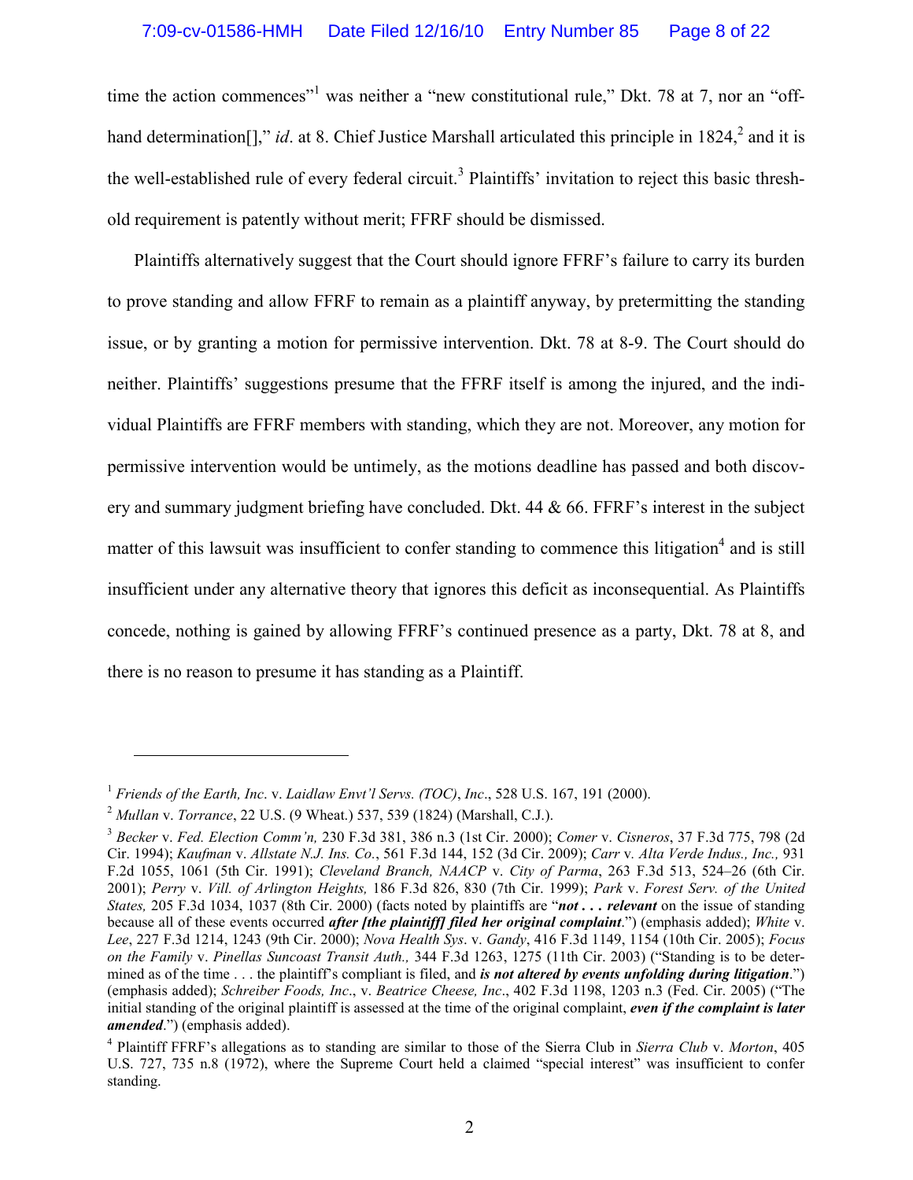time the action commences"[1] was neither a "new constitutional rule," Dkt. 78 at 7, nor an "off-hand determination[]," *id*. at 8. Chief Justice Marshall articulated this principle in 1824,[2] and it is the well-established rule of every federal circuit.[3] Plaintiffs' invitation to reject this basic threshold requirement is patently without merit; FFRF should be dismissed.

Plaintiffs alternatively suggest that the Court should ignore FFRF's failure to carry its burden to prove standing and allow FFRF to remain as a plaintiff anyway, by pretermitting the standing issue, or by granting a motion for permissive intervention. Dkt. 78 at 8-9. The Court should do neither. Plaintiffs' suggestions presume that the FFRF itself is among the injured, and the individual Plaintiffs are FFRF members with standing, which they are not. Moreover, any motion for permissive intervention would be untimely, as the motions deadline has passed and both discovery and summary judgment briefing have concluded. Dkt. 44 & 66. FFRF's interest in the subject matter of this lawsuit was insufficient to confer standing to commence this litigation[4] and is still insufficient under any alternative theory that ignores this deficit as inconsequential. As Plaintiffs concede, nothing is gained by allowing FFRF's continued presence as a party, Dkt. 78 at 8, and there is no reason to presume it has standing as a Plaintiff.

---

[1] *Friends of the Earth, Inc*. v. *Laidlaw Envt'l Servs. (TOC)*, *Inc*., 528 U.S. 167, 191 (2000).

[2] *Mullan* v. *Torrance*, 22 U.S. (9 Wheat.) 537, 539 (1824) (Marshall, C.J.).

[3] *Becker* v. *Fed. Election Comm'n,* 230 F.3d 381, 386 n.3 (1st Cir. 2000); *Comer* v. *Cisneros*, 37 F.3d 775, 798 (2d Cir. 1994); *Kaufman* v. *Allstate N.J. Ins. Co.*, 561 F.3d 144, 152 (3d Cir. 2009); *Carr* v*. Alta Verde Indus., Inc.,* 931 F.2d 1055, 1061 (5th Cir. 1991); *Cleveland Branch, NAACP* v. *City of Parma*, 263 F.3d 513, 524–26 (6th Cir. 2001); *Perry* v. *Vill. of Arlington Heights,* 186 F.3d 826, 830 (7th Cir. 1999); *Park* v. *Forest Serv. of the United States,* 205 F.3d 1034, 1037 (8th Cir. 2000) (facts noted by plaintiffs are "***not . . . relevant*** on the issue of standing because all of these events occurred ***after [the plaintiff] filed her original complaint***.") (emphasis added); *White* v. *Lee*, 227 F.3d 1214, 1243 (9th Cir. 2000); *Nova Health Sys*. v. *Gandy*, 416 F.3d 1149, 1154 (10th Cir. 2005); *Focus on the Family* v. *Pinellas Suncoast Transit Auth.,* 344 F.3d 1263, 1275 (11th Cir. 2003) ("Standing is to be determined as of the time . . . the plaintiff's compliant is filed, and ***is not altered by events unfolding during litigation***.") (emphasis added); *Schreiber Foods, Inc*., v. *Beatrice Cheese, Inc*., 402 F.3d 1198, 1203 n.3 (Fed. Cir. 2005) ("The initial standing of the original plaintiff is assessed at the time of the original complaint, ***even if the complaint is later amended***.") (emphasis added).

[4] Plaintiff FFRF's allegations as to standing are similar to those of the Sierra Club in *Sierra Club* v. *Morton*, 405 U.S. 727, 735 n.8 (1972), where the Supreme Court held a claimed "special interest" was insufficient to confer standing.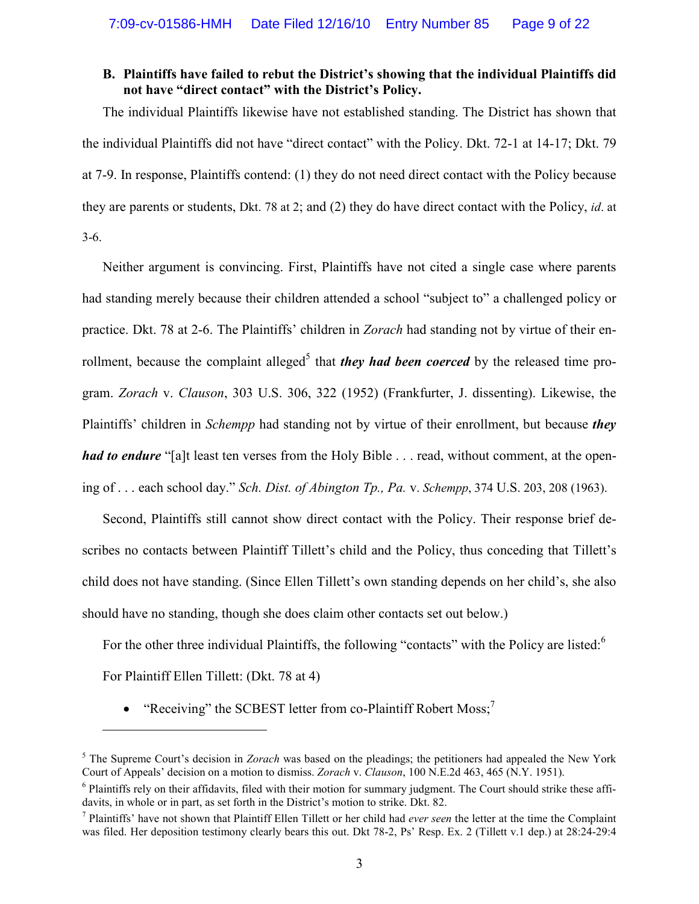### B. Plaintiffs have failed to rebut the District's showing that the individual Plaintiffs did not have "direct contact" with the District's Policy.

The individual Plaintiffs likewise have not established standing. The District has shown that the individual Plaintiffs did not have "direct contact" with the Policy. Dkt. 72-1 at 14-17; Dkt. 79 at 7-9. In response, Plaintiffs contend: (1) they do not need direct contact with the Policy because they are parents or students, Dkt. 78 at 2; and (2) they do have direct contact with the Policy, *id.* at 3-6.

Neither argument is convincing. First, Plaintiffs have not cited a single case where parents had standing merely because their children attended a school "subject to" a challenged policy or practice. Dkt. 78 at 2-6. The Plaintiffs' children in *Zorach* had standing not by virtue of their enrollment, because the complaint alleged[5] that ***they had been coerced*** by the released time program. *Zorach* v. *Clauson*, 303 U.S. 306, 322 (1952) (Frankfurter, J. dissenting). Likewise, the Plaintiffs' children in *Schempp* had standing not by virtue of their enrollment, but because ***they had to endure*** "[a]t least ten verses from the Holy Bible . . . read, without comment, at the opening of . . . each school day." *Sch. Dist. of Abington Tp., Pa.* v. *Schempp*, 374 U.S. 203, 208 (1963).

Second, Plaintiffs still cannot show direct contact with the Policy. Their response brief describes no contacts between Plaintiff Tillett's child and the Policy, thus conceding that Tillett's child does not have standing. (Since Ellen Tillett's own standing depends on her child's, she also should have no standing, though she does claim other contacts set out below.)

For the other three individual Plaintiffs, the following "contacts" with the Policy are listed:[6]

For Plaintiff Ellen Tillett: (Dkt. 78 at 4)

- "Receiving" the SCBEST letter from co-Plaintiff Robert Moss;[7]

---

[5] The Supreme Court's decision in *Zorach* was based on the pleadings; the petitioners had appealed the New York Court of Appeals' decision on a motion to dismiss. *Zorach* v. *Clauson*, 100 N.E.2d 463, 465 (N.Y. 1951).

[6] Plaintiffs rely on their affidavits, filed with their motion for summary judgment. The Court should strike these affidavits, in whole or in part, as set forth in the District's motion to strike. Dkt. 82.

[7] Plaintiffs' have not shown that Plaintiff Ellen Tillett or her child had *ever seen* the letter at the time the Complaint was filed. Her deposition testimony clearly bears this out. Dkt 78-2, Ps' Resp. Ex. 2 (Tillett v.1 dep.) at 28:24-29:4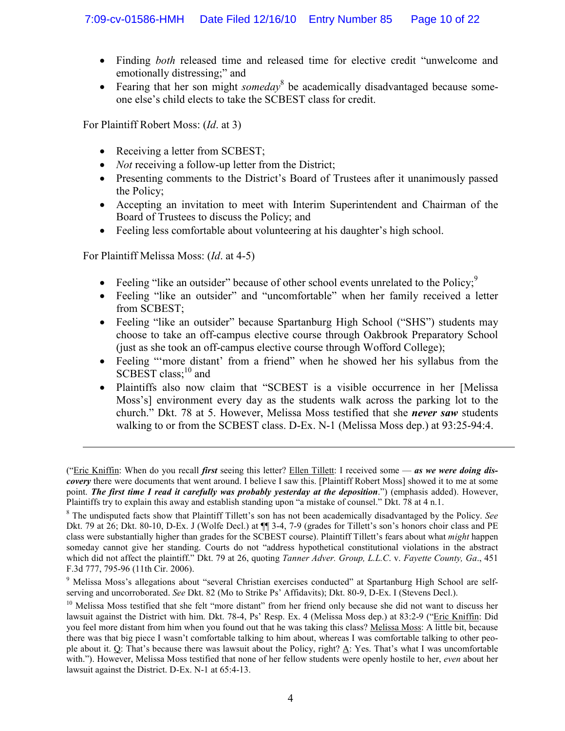- Finding *both* released time and released time for elective credit "unwelcome and emotionally distressing;" and
- Fearing that her son might *someday*[8] be academically disadvantaged because some-one else's child elects to take the SCBEST class for credit.

For Plaintiff Robert Moss: (*Id*. at 3)

- Receiving a letter from SCBEST;
- *Not* receiving a follow-up letter from the District;
- Presenting comments to the District's Board of Trustees after it unanimously passed the Policy;
- Accepting an invitation to meet with Interim Superintendent and Chairman of the Board of Trustees to discuss the Policy; and
- Feeling less comfortable about volunteering at his daughter's high school.

For Plaintiff Melissa Moss: (*Id*. at 4-5)

- Feeling "like an outsider" because of other school events unrelated to the Policy;[9]
- Feeling "like an outsider" and "uncomfortable" when her family received a letter from SCBEST;
- Feeling "like an outsider" because Spartanburg High School ("SHS") students may choose to take an off-campus elective course through Oakbrook Preparatory School (just as she took an off-campus elective course through Wofford College);
- Feeling "'more distant' from a friend" when he showed her his syllabus from the SCBEST class;[10] and
- Plaintiffs also now claim that "SCBEST is a visible occurrence in her [Melissa Moss's] environment every day as the students walk across the parking lot to the church." Dkt. 78 at 5. However, Melissa Moss testified that she ***never saw*** students walking to or from the SCBEST class. D-Ex. N-1 (Melissa Moss dep.) at 93:25-94:4.

---

("Eric Kniffin: When do you recall ***first*** seeing this letter? Ellen Tillett: I received some — ***as we were doing discovery*** there were documents that went around. I believe I saw this. [Plaintiff Robert Moss] showed it to me at some point. ***The first time I read it carefully was probably yesterday at the deposition***.") (emphasis added). However, Plaintiffs try to explain this away and establish standing upon "a mistake of counsel." Dkt. 78 at 4 n.1.

[8] The undisputed facts show that Plaintiff Tillett's son has not been academically disadvantaged by the Policy. *See* Dkt. 79 at 26; Dkt. 80-10, D-Ex. J (Wolfe Decl.) at ¶¶ 3-4, 7-9 (grades for Tillett's son's honors choir class and PE class were substantially higher than grades for the SCBEST course). Plaintiff Tillett's fears about what *might* happen someday cannot give her standing. Courts do not "address hypothetical constitutional violations in the abstract which did not affect the plaintiff." Dkt. 79 at 26, quoting *Tanner Adver. Group, L.L.C*. v. *Fayette County, Ga*., 451 F.3d 777, 795-96 (11th Cir. 2006).

[9] Melissa Moss's allegations about "several Christian exercises conducted" at Spartanburg High School are self-serving and uncorroborated. *See* Dkt. 82 (Mo to Strike Ps' Affidavits); Dkt. 80-9, D-Ex. I (Stevens Decl.).

[10] Melissa Moss testified that she felt "more distant" from her friend only because she did not want to discuss her lawsuit against the District with him. Dkt. 78-4, Ps' Resp. Ex. 4 (Melissa Moss dep.) at 83:2-9 ("Eric Kniffin: Did you feel more distant from him when you found out that he was taking this class? Melissa Moss: A little bit, because there was that big piece I wasn't comfortable talking to him about, whereas I was comfortable talking to other people about it. Q: That's because there was lawsuit about the Policy, right? A: Yes. That's what I was uncomfortable with."). However, Melissa Moss testified that none of her fellow students were openly hostile to her, *even* about her lawsuit against the District. D-Ex. N-1 at 65:4-13.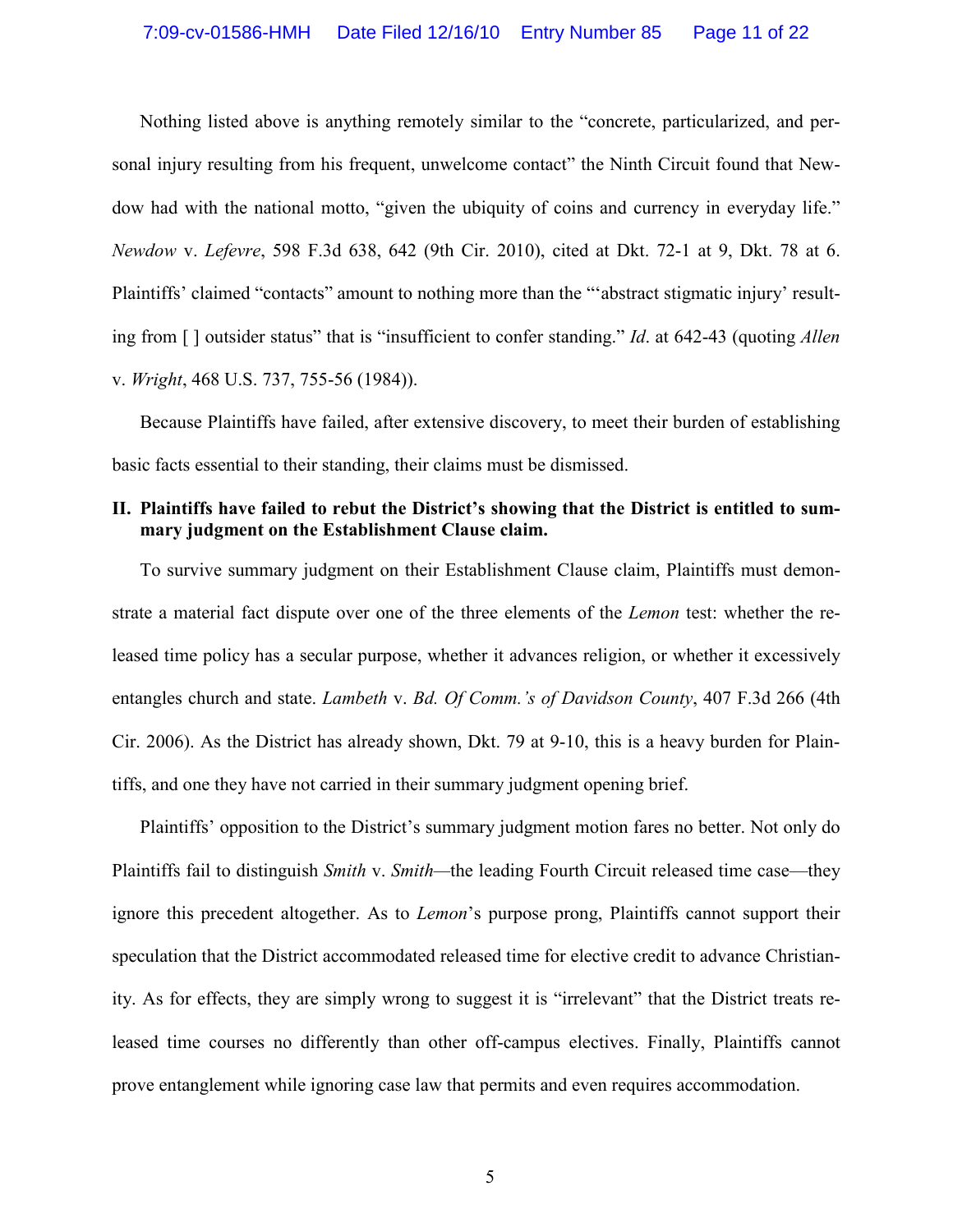Nothing listed above is anything remotely similar to the "concrete, particularized, and personal injury resulting from his frequent, unwelcome contact" the Ninth Circuit found that Newdow had with the national motto, "given the ubiquity of coins and currency in everyday life." *Newdow* v. *Lefevre*, 598 F.3d 638, 642 (9th Cir. 2010), cited at Dkt. 72-1 at 9, Dkt. 78 at 6. Plaintiffs' claimed "contacts" amount to nothing more than the "'abstract stigmatic injury' resulting from [ ] outsider status" that is "insufficient to confer standing." *Id*. at 642-43 (quoting *Allen* v. *Wright*, 468 U.S. 737, 755-56 (1984)).

Because Plaintiffs have failed, after extensive discovery, to meet their burden of establishing basic facts essential to their standing, their claims must be dismissed.

**II. Plaintiffs have failed to rebut the District's showing that the District is entitled to summary judgment on the Establishment Clause claim.**

To survive summary judgment on their Establishment Clause claim, Plaintiffs must demonstrate a material fact dispute over one of the three elements of the *Lemon* test: whether the released time policy has a secular purpose, whether it advances religion, or whether it excessively entangles church and state. *Lambeth* v. *Bd. Of Comm.'s of Davidson County*, 407 F.3d 266 (4th Cir. 2006). As the District has already shown, Dkt. 79 at 9-10, this is a heavy burden for Plaintiffs, and one they have not carried in their summary judgment opening brief.

Plaintiffs' opposition to the District's summary judgment motion fares no better. Not only do Plaintiffs fail to distinguish *Smith* v. *Smith*—the leading Fourth Circuit released time case—they ignore this precedent altogether. As to *Lemon*'s purpose prong, Plaintiffs cannot support their speculation that the District accommodated released time for elective credit to advance Christianity. As for effects, they are simply wrong to suggest it is "irrelevant" that the District treats released time courses no differently than other off-campus electives. Finally, Plaintiffs cannot prove entanglement while ignoring case law that permits and even requires accommodation.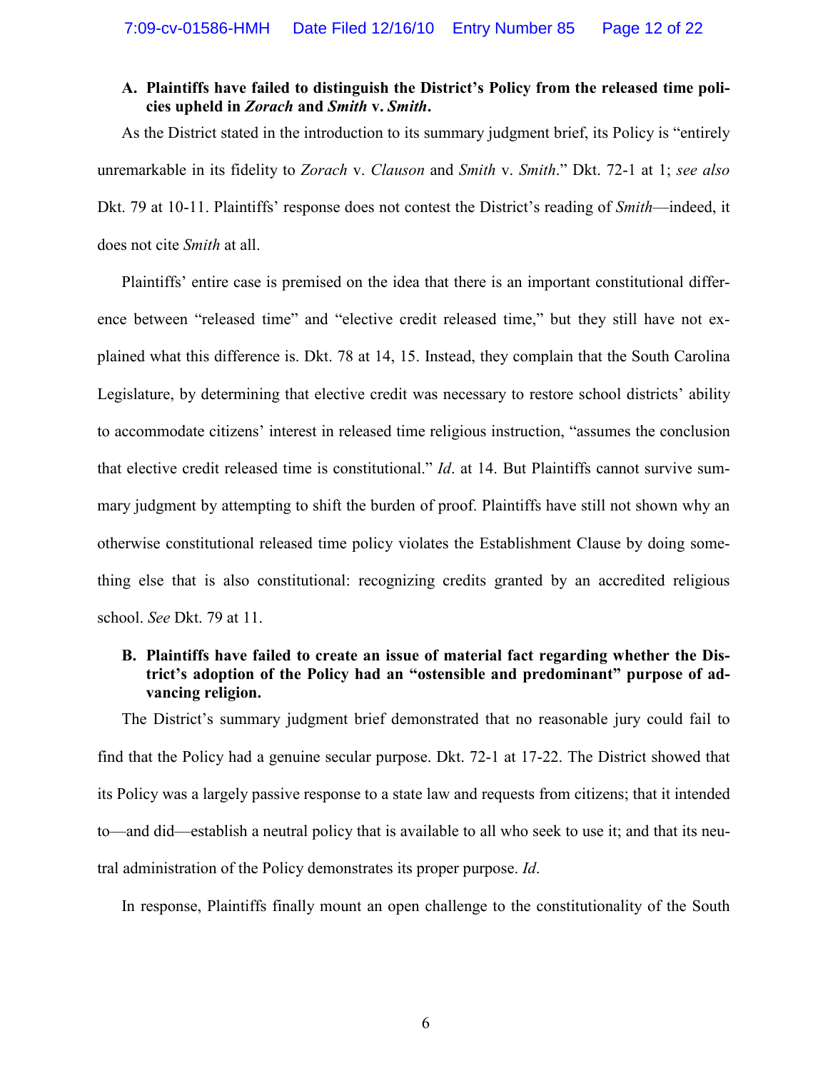### A. Plaintiffs have failed to distinguish the District's Policy from the released time policies upheld in *Zorach* and *Smith* v. *Smith*.

As the District stated in the introduction to its summary judgment brief, its Policy is "entirely unremarkable in its fidelity to *Zorach* v. *Clauson* and *Smith* v. *Smith*." Dkt. 72-1 at 1; *see also* Dkt. 79 at 10-11. Plaintiffs' response does not contest the District's reading of *Smith*—indeed, it does not cite *Smith* at all.

Plaintiffs' entire case is premised on the idea that there is an important constitutional difference between "released time" and "elective credit released time," but they still have not explained what this difference is. Dkt. 78 at 14, 15. Instead, they complain that the South Carolina Legislature, by determining that elective credit was necessary to restore school districts' ability to accommodate citizens' interest in released time religious instruction, "assumes the conclusion that elective credit released time is constitutional." *Id*. at 14. But Plaintiffs cannot survive summary judgment by attempting to shift the burden of proof. Plaintiffs have still not shown why an otherwise constitutional released time policy violates the Establishment Clause by doing something else that is also constitutional: recognizing credits granted by an accredited religious school. *See* Dkt. 79 at 11.

### B. Plaintiffs have failed to create an issue of material fact regarding whether the District's adoption of the Policy had an "ostensible and predominant" purpose of advancing religion.

The District's summary judgment brief demonstrated that no reasonable jury could fail to find that the Policy had a genuine secular purpose. Dkt. 72-1 at 17-22. The District showed that its Policy was a largely passive response to a state law and requests from citizens; that it intended to—and did—establish a neutral policy that is available to all who seek to use it; and that its neutral administration of the Policy demonstrates its proper purpose. *Id*.

In response, Plaintiffs finally mount an open challenge to the constitutionality of the South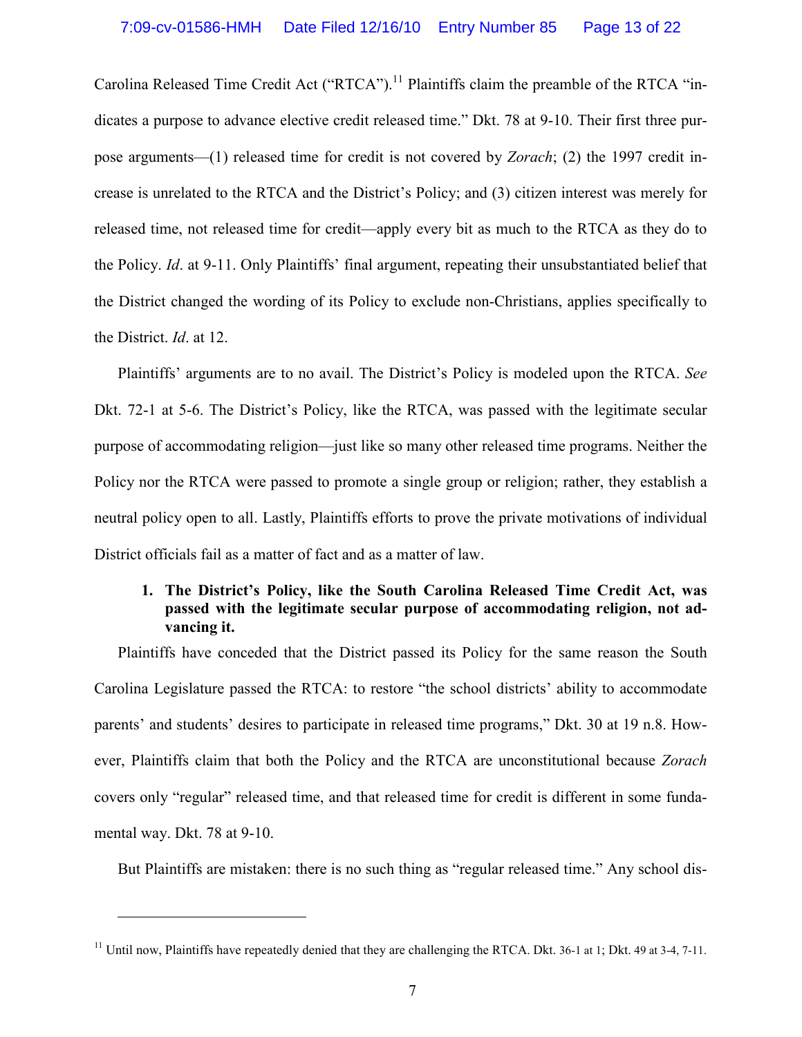Carolina Released Time Credit Act ("RTCA").[11] Plaintiffs claim the preamble of the RTCA "indicates a purpose to advance elective credit released time." Dkt. 78 at 9-10. Their first three purpose arguments—(1) released time for credit is not covered by *Zorach*; (2) the 1997 credit increase is unrelated to the RTCA and the District's Policy; and (3) citizen interest was merely for released time, not released time for credit—apply every bit as much to the RTCA as they do to the Policy. *Id*. at 9-11. Only Plaintiffs' final argument, repeating their unsubstantiated belief that the District changed the wording of its Policy to exclude non-Christians, applies specifically to the District. *Id*. at 12.

Plaintiffs' arguments are to no avail. The District's Policy is modeled upon the RTCA. *See* Dkt. 72-1 at 5-6. The District's Policy, like the RTCA, was passed with the legitimate secular purpose of accommodating religion—just like so many other released time programs. Neither the Policy nor the RTCA were passed to promote a single group or religion; rather, they establish a neutral policy open to all. Lastly, Plaintiffs efforts to prove the private motivations of individual District officials fail as a matter of fact and as a matter of law.

**1. The District's Policy, like the South Carolina Released Time Credit Act, was passed with the legitimate secular purpose of accommodating religion, not advancing it.**

Plaintiffs have conceded that the District passed its Policy for the same reason the South Carolina Legislature passed the RTCA: to restore "the school districts' ability to accommodate parents' and students' desires to participate in released time programs," Dkt. 30 at 19 n.8. However, Plaintiffs claim that both the Policy and the RTCA are unconstitutional because *Zorach* covers only "regular" released time, and that released time for credit is different in some fundamental way. Dkt. 78 at 9-10.

But Plaintiffs are mistaken: there is no such thing as "regular released time." Any school dis-

---

[11] Until now, Plaintiffs have repeatedly denied that they are challenging the RTCA. Dkt. 36-1 at 1; Dkt. 49 at 3-4, 7-11.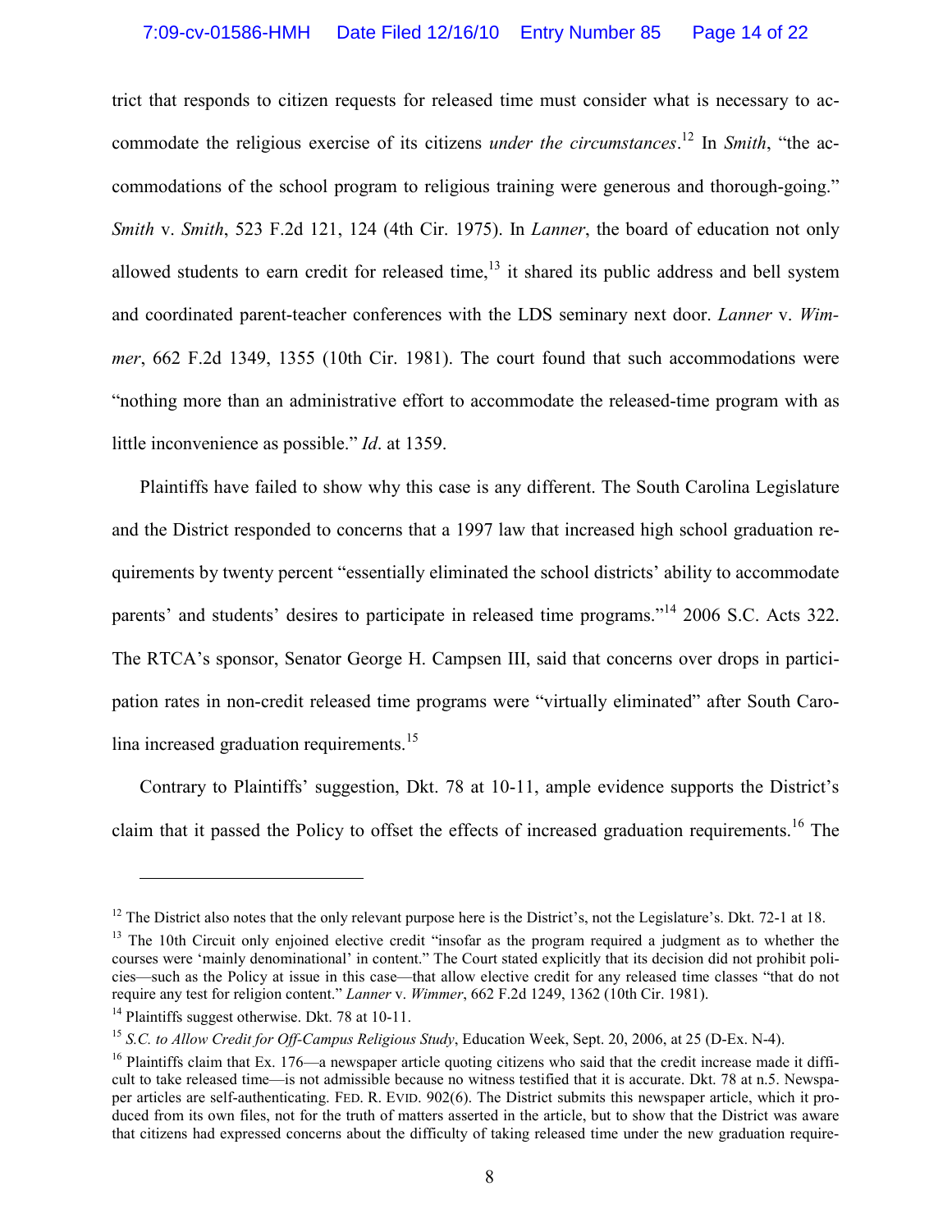trict that responds to citizen requests for released time must consider what is necessary to accommodate the religious exercise of its citizens *under the circumstances*.[12] In *Smith*, "the accommodations of the school program to religious training were generous and thorough-going." *Smith* v. *Smith*, 523 F.2d 121, 124 (4th Cir. 1975). In *Lanner*, the board of education not only allowed students to earn credit for released time,[13] it shared its public address and bell system and coordinated parent-teacher conferences with the LDS seminary next door. *Lanner* v. *Wimmer*, 662 F.2d 1349, 1355 (10th Cir. 1981). The court found that such accommodations were "nothing more than an administrative effort to accommodate the released-time program with as little inconvenience as possible." *Id*. at 1359.

Plaintiffs have failed to show why this case is any different. The South Carolina Legislature and the District responded to concerns that a 1997 law that increased high school graduation requirements by twenty percent "essentially eliminated the school districts' ability to accommodate parents' and students' desires to participate in released time programs."[14] 2006 S.C. Acts 322. The RTCA's sponsor, Senator George H. Campsen III, said that concerns over drops in participation rates in non-credit released time programs were "virtually eliminated" after South Carolina increased graduation requirements.[15]

Contrary to Plaintiffs' suggestion, Dkt. 78 at 10-11, ample evidence supports the District's claim that it passed the Policy to offset the effects of increased graduation requirements.[16] The

---

[12] The District also notes that the only relevant purpose here is the District's, not the Legislature's. Dkt. 72-1 at 18.

[13] The 10th Circuit only enjoined elective credit "insofar as the program required a judgment as to whether the courses were 'mainly denominational' in content." The Court stated explicitly that its decision did not prohibit policies—such as the Policy at issue in this case—that allow elective credit for any released time classes "that do not require any test for religion content." *Lanner* v. *Wimmer*, 662 F.2d 1249, 1362 (10th Cir. 1981).

[14] Plaintiffs suggest otherwise. Dkt. 78 at 10-11.

[15] *S.C. to Allow Credit for Off-Campus Religious Study*, Education Week, Sept. 20, 2006, at 25 (D-Ex. N-4).

[16] Plaintiffs claim that Ex. 176—a newspaper article quoting citizens who said that the credit increase made it difficult to take released time—is not admissible because no witness testified that it is accurate. Dkt. 78 at n.5. Newspaper articles are self-authenticating. FED. R. EVID. 902(6). The District submits this newspaper article, which it produced from its own files, not for the truth of matters asserted in the article, but to show that the District was aware that citizens had expressed concerns about the difficulty of taking released time under the new graduation require-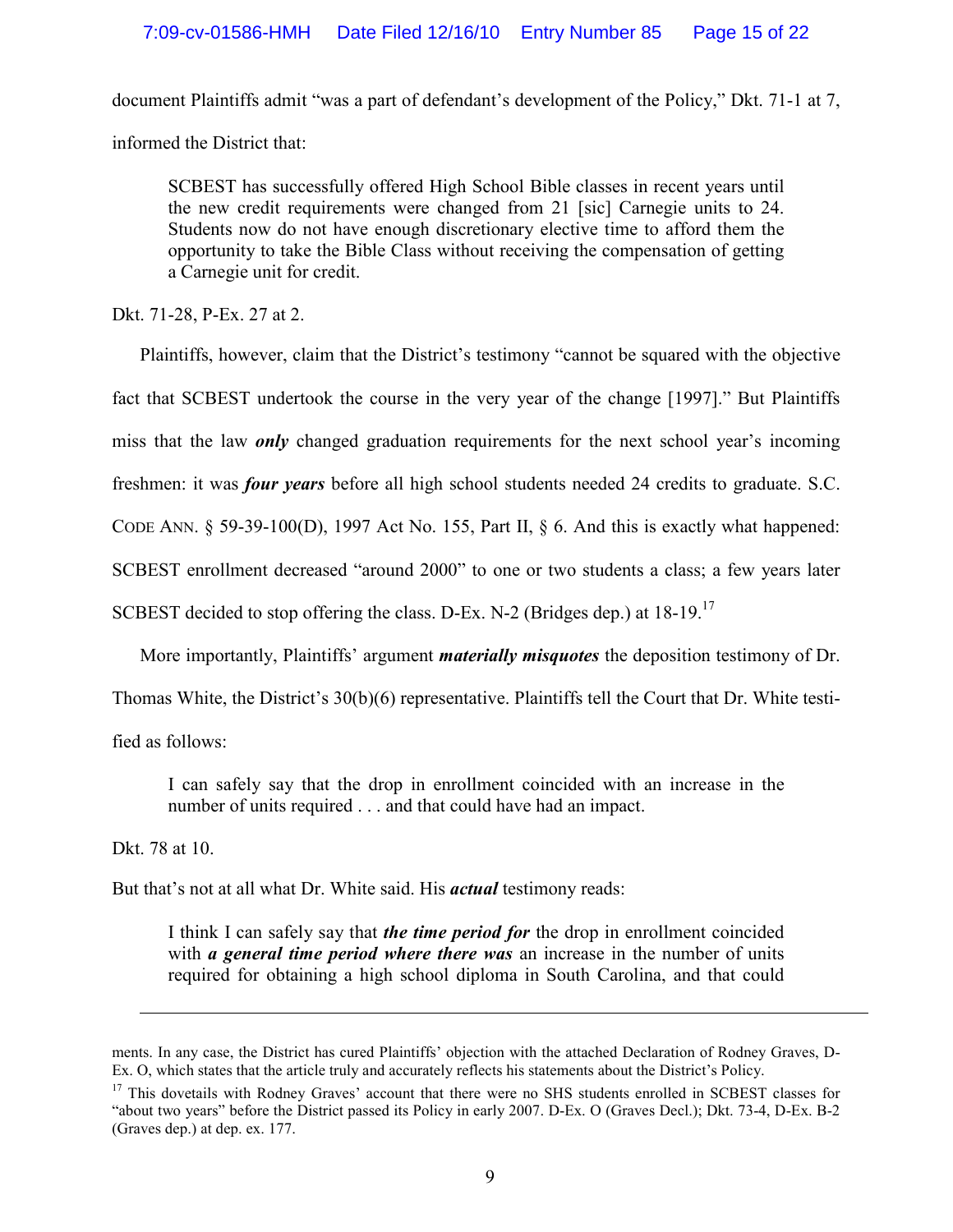document Plaintiffs admit "was a part of defendant's development of the Policy," Dkt. 71-1 at 7, informed the District that:

> SCBEST has successfully offered High School Bible classes in recent years until the new credit requirements were changed from 21 [sic] Carnegie units to 24. Students now do not have enough discretionary elective time to afford them the opportunity to take the Bible Class without receiving the compensation of getting a Carnegie unit for credit.

Dkt. 71-28, P-Ex. 27 at 2.

Plaintiffs, however, claim that the District's testimony "cannot be squared with the objective fact that SCBEST undertook the course in the very year of the change [1997]." But Plaintiffs miss that the law ***only*** changed graduation requirements for the next school year's incoming freshmen: it was ***four years*** before all high school students needed 24 credits to graduate. S.C. CODE ANN. § 59-39-100(D), 1997 Act No. 155, Part II, § 6. And this is exactly what happened: SCBEST enrollment decreased "around 2000" to one or two students a class; a few years later SCBEST decided to stop offering the class. D-Ex. N-2 (Bridges dep.) at 18-19.[17]

More importantly, Plaintiffs' argument ***materially misquotes*** the deposition testimony of Dr. Thomas White, the District's 30(b)(6) representative. Plaintiffs tell the Court that Dr. White testified as follows:

> I can safely say that the drop in enrollment coincided with an increase in the number of units required . . . and that could have had an impact.

Dkt. 78 at 10.

But that's not at all what Dr. White said. His ***actual*** testimony reads:

> I think I can safely say that ***the time period for*** the drop in enrollment coincided with ***a general time period where there was*** an increase in the number of units required for obtaining a high school diploma in South Carolina, and that could

---

ments. In any case, the District has cured Plaintiffs' objection with the attached Declaration of Rodney Graves, D-Ex. O, which states that the article truly and accurately reflects his statements about the District's Policy.

[17] This dovetails with Rodney Graves' account that there were no SHS students enrolled in SCBEST classes for "about two years" before the District passed its Policy in early 2007. D-Ex. O (Graves Decl.); Dkt. 73-4, D-Ex. B-2 (Graves dep.) at dep. ex. 177.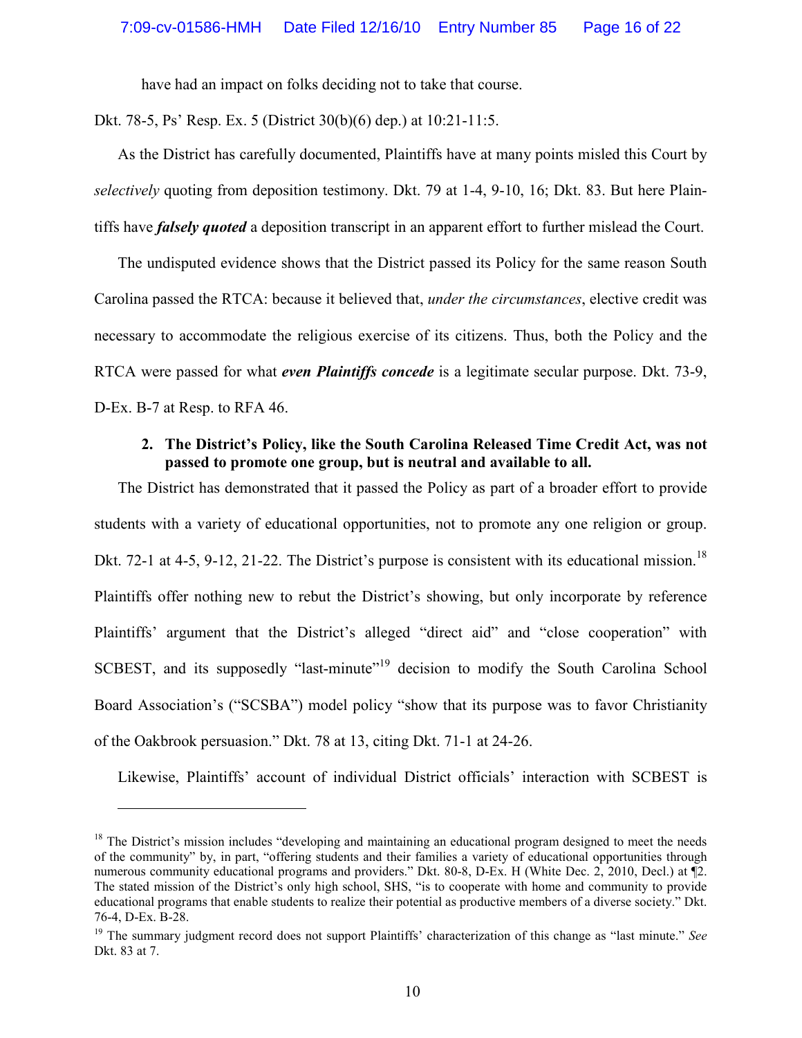have had an impact on folks deciding not to take that course.

Dkt. 78-5, Ps' Resp. Ex. 5 (District 30(b)(6) dep.) at 10:21-11:5.

As the District has carefully documented, Plaintiffs have at many points misled this Court by *selectively* quoting from deposition testimony. Dkt. 79 at 1-4, 9-10, 16; Dkt. 83. But here Plaintiffs have ***falsely quoted*** a deposition transcript in an apparent effort to further mislead the Court.

The undisputed evidence shows that the District passed its Policy for the same reason South Carolina passed the RTCA: because it believed that, *under the circumstances*, elective credit was necessary to accommodate the religious exercise of its citizens. Thus, both the Policy and the RTCA were passed for what ***even Plaintiffs concede*** is a legitimate secular purpose. Dkt. 73-9, D-Ex. B-7 at Resp. to RFA 46.

### 2. The District's Policy, like the South Carolina Released Time Credit Act, was not passed to promote one group, but is neutral and available to all.

The District has demonstrated that it passed the Policy as part of a broader effort to provide students with a variety of educational opportunities, not to promote any one religion or group. Dkt. 72-1 at 4-5, 9-12, 21-22. The District's purpose is consistent with its educational mission.[18] Plaintiffs offer nothing new to rebut the District's showing, but only incorporate by reference Plaintiffs' argument that the District's alleged "direct aid" and "close cooperation" with SCBEST, and its supposedly "last-minute"[19] decision to modify the South Carolina School Board Association's ("SCSBA") model policy "show that its purpose was to favor Christianity of the Oakbrook persuasion." Dkt. 78 at 13, citing Dkt. 71-1 at 24-26.

Likewise, Plaintiffs' account of individual District officials' interaction with SCBEST is

---

[18] The District's mission includes "developing and maintaining an educational program designed to meet the needs of the community" by, in part, "offering students and their families a variety of educational opportunities through numerous community educational programs and providers." Dkt. 80-8, D-Ex. H (White Dec. 2, 2010, Decl.) at ¶2. The stated mission of the District's only high school, SHS, "is to cooperate with home and community to provide educational programs that enable students to realize their potential as productive members of a diverse society." Dkt. 76-4, D-Ex. B-28.

[19] The summary judgment record does not support Plaintiffs' characterization of this change as "last minute." *See* Dkt. 83 at 7.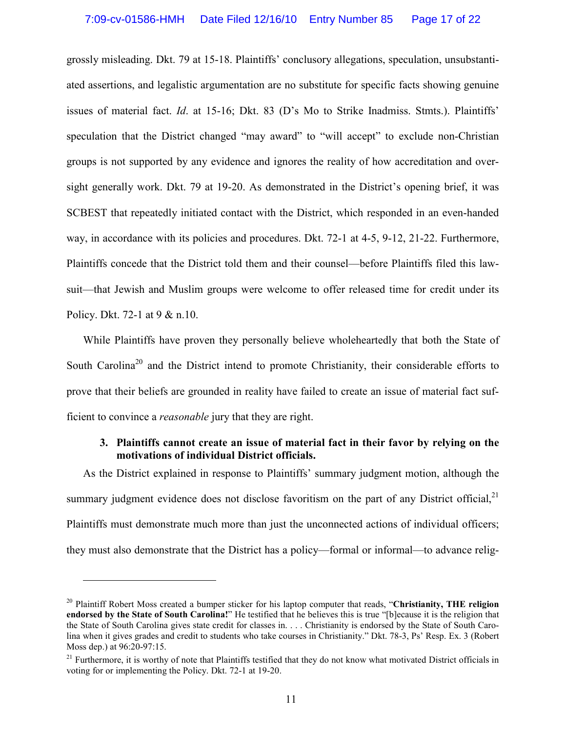grossly misleading. Dkt. 79 at 15-18. Plaintiffs' conclusory allegations, speculation, unsubstantiated assertions, and legalistic argumentation are no substitute for specific facts showing genuine issues of material fact. *Id*. at 15-16; Dkt. 83 (D's Mo to Strike Inadmiss. Stmts.). Plaintiffs' speculation that the District changed "may award" to "will accept" to exclude non-Christian groups is not supported by any evidence and ignores the reality of how accreditation and oversight generally work. Dkt. 79 at 19-20. As demonstrated in the District's opening brief, it was SCBEST that repeatedly initiated contact with the District, which responded in an even-handed way, in accordance with its policies and procedures. Dkt. 72-1 at 4-5, 9-12, 21-22. Furthermore, Plaintiffs concede that the District told them and their counsel—before Plaintiffs filed this lawsuit—that Jewish and Muslim groups were welcome to offer released time for credit under its Policy. Dkt. 72-1 at 9 & n.10.

While Plaintiffs have proven they personally believe wholeheartedly that both the State of South Carolina[20] and the District intend to promote Christianity, their considerable efforts to prove that their beliefs are grounded in reality have failed to create an issue of material fact sufficient to convince a *reasonable* jury that they are right.

**3. Plaintiffs cannot create an issue of material fact in their favor by relying on the motivations of individual District officials.**

As the District explained in response to Plaintiffs' summary judgment motion, although the summary judgment evidence does not disclose favoritism on the part of any District official,[21] Plaintiffs must demonstrate much more than just the unconnected actions of individual officers; they must also demonstrate that the District has a policy—formal or informal—to advance relig-

---

[20] Plaintiff Robert Moss created a bumper sticker for his laptop computer that reads, "**Christianity, THE religion endorsed by the State of South Carolina!**" He testified that he believes this is true "[b]ecause it is the religion that the State of South Carolina gives state credit for classes in. . . . Christianity is endorsed by the State of South Carolina when it gives grades and credit to students who take courses in Christianity." Dkt. 78-3, Ps' Resp. Ex. 3 (Robert Moss dep.) at 96:20-97:15.

[21] Furthermore, it is worthy of note that Plaintiffs testified that they do not know what motivated District officials in voting for or implementing the Policy. Dkt. 72-1 at 19-20.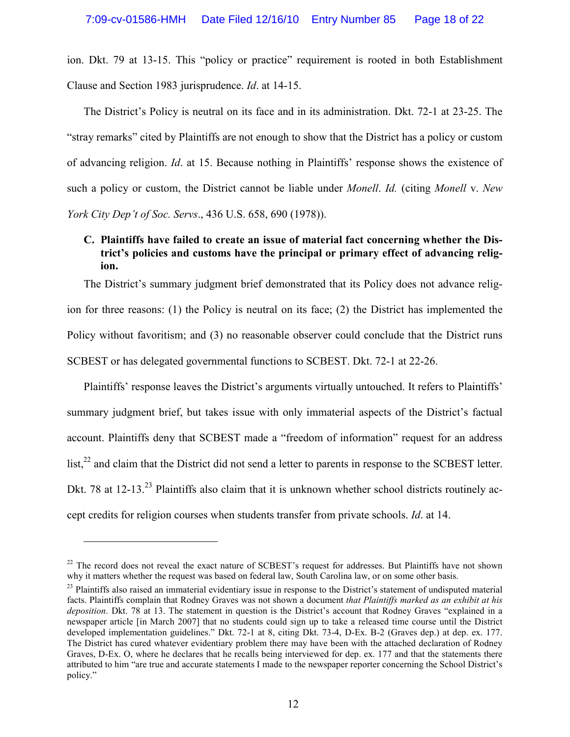ion. Dkt. 79 at 13-15. This "policy or practice" requirement is rooted in both Establishment Clause and Section 1983 jurisprudence. *Id*. at 14-15.

The District's Policy is neutral on its face and in its administration. Dkt. 72-1 at 23-25. The "stray remarks" cited by Plaintiffs are not enough to show that the District has a policy or custom of advancing religion. *Id*. at 15. Because nothing in Plaintiffs' response shows the existence of such a policy or custom, the District cannot be liable under *Monell*. *Id.* (citing *Monell* v. *New York City Dep't of Soc. Servs*., 436 U.S. 658, 690 (1978)).

### C. Plaintiffs have failed to create an issue of material fact concerning whether the District's policies and customs have the principal or primary effect of advancing religion.

The District's summary judgment brief demonstrated that its Policy does not advance religion for three reasons: (1) the Policy is neutral on its face; (2) the District has implemented the Policy without favoritism; and (3) no reasonable observer could conclude that the District runs SCBEST or has delegated governmental functions to SCBEST. Dkt. 72-1 at 22-26.

Plaintiffs' response leaves the District's arguments virtually untouched. It refers to Plaintiffs' summary judgment brief, but takes issue with only immaterial aspects of the District's factual account. Plaintiffs deny that SCBEST made a "freedom of information" request for an address list,[22] and claim that the District did not send a letter to parents in response to the SCBEST letter. Dkt. 78 at 12-13.[23] Plaintiffs also claim that it is unknown whether school districts routinely accept credits for religion courses when students transfer from private schools. *Id*. at 14.

---

[22] The record does not reveal the exact nature of SCBEST's request for addresses. But Plaintiffs have not shown why it matters whether the request was based on federal law, South Carolina law, or on some other basis.

[23] Plaintiffs also raised an immaterial evidentiary issue in response to the District's statement of undisputed material facts. Plaintiffs complain that Rodney Graves was not shown a document *that Plaintiffs marked as an exhibit at his deposition*. Dkt. 78 at 13. The statement in question is the District's account that Rodney Graves "explained in a newspaper article [in March 2007] that no students could sign up to take a released time course until the District developed implementation guidelines." Dkt. 72-1 at 8, citing Dkt. 73-4, D-Ex. B-2 (Graves dep.) at dep. ex. 177. The District has cured whatever evidentiary problem there may have been with the attached declaration of Rodney Graves, D-Ex. O, where he declares that he recalls being interviewed for dep. ex. 177 and that the statements there attributed to him "are true and accurate statements I made to the newspaper reporter concerning the School District's policy."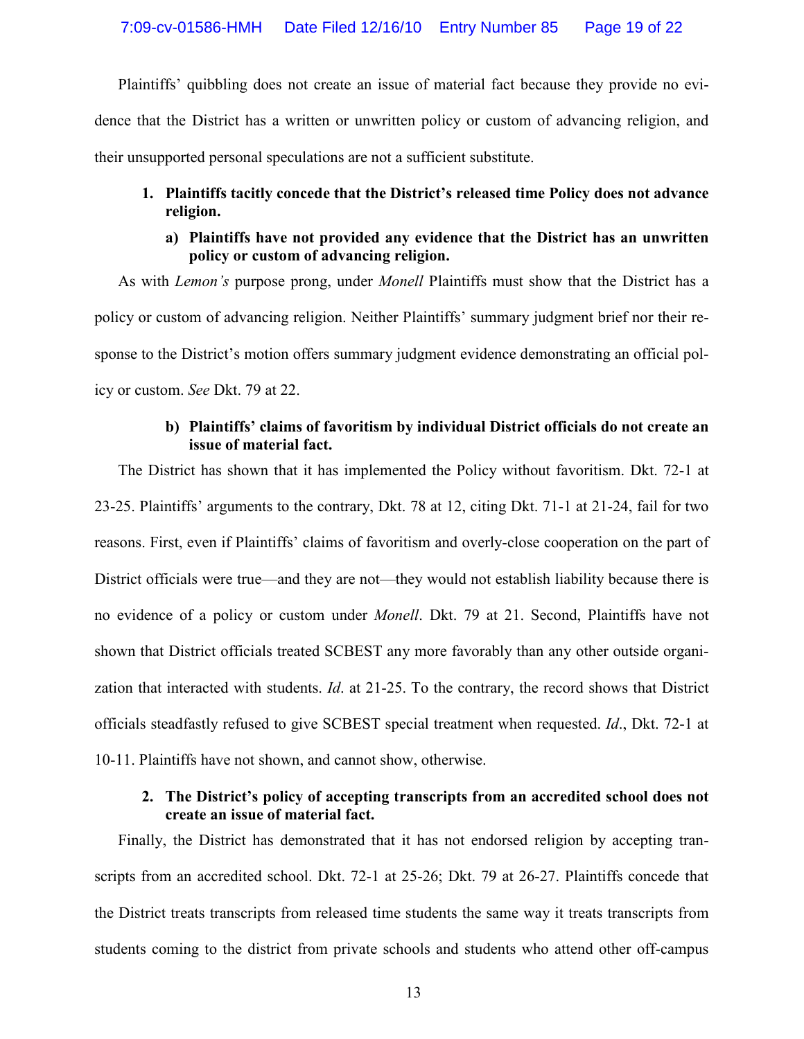Plaintiffs' quibbling does not create an issue of material fact because they provide no evidence that the District has a written or unwritten policy or custom of advancing religion, and their unsupported personal speculations are not a sufficient substitute.

**1. Plaintiffs tacitly concede that the District's released time Policy does not advance religion.**

**a) Plaintiffs have not provided any evidence that the District has an unwritten policy or custom of advancing religion.**

As with *Lemon's* purpose prong, under *Monell* Plaintiffs must show that the District has a policy or custom of advancing religion. Neither Plaintiffs' summary judgment brief nor their response to the District's motion offers summary judgment evidence demonstrating an official policy or custom. *See* Dkt. 79 at 22.

**b) Plaintiffs' claims of favoritism by individual District officials do not create an issue of material fact.**

The District has shown that it has implemented the Policy without favoritism. Dkt. 72-1 at 23-25. Plaintiffs' arguments to the contrary, Dkt. 78 at 12, citing Dkt. 71-1 at 21-24, fail for two reasons. First, even if Plaintiffs' claims of favoritism and overly-close cooperation on the part of District officials were true—and they are not—they would not establish liability because there is no evidence of a policy or custom under *Monell*. Dkt. 79 at 21. Second, Plaintiffs have not shown that District officials treated SCBEST any more favorably than any other outside organization that interacted with students. *Id*. at 21-25. To the contrary, the record shows that District officials steadfastly refused to give SCBEST special treatment when requested. *Id*., Dkt. 72-1 at 10-11. Plaintiffs have not shown, and cannot show, otherwise.

**2. The District's policy of accepting transcripts from an accredited school does not create an issue of material fact.**

Finally, the District has demonstrated that it has not endorsed religion by accepting transcripts from an accredited school. Dkt. 72-1 at 25-26; Dkt. 79 at 26-27. Plaintiffs concede that the District treats transcripts from released time students the same way it treats transcripts from students coming to the district from private schools and students who attend other off-campus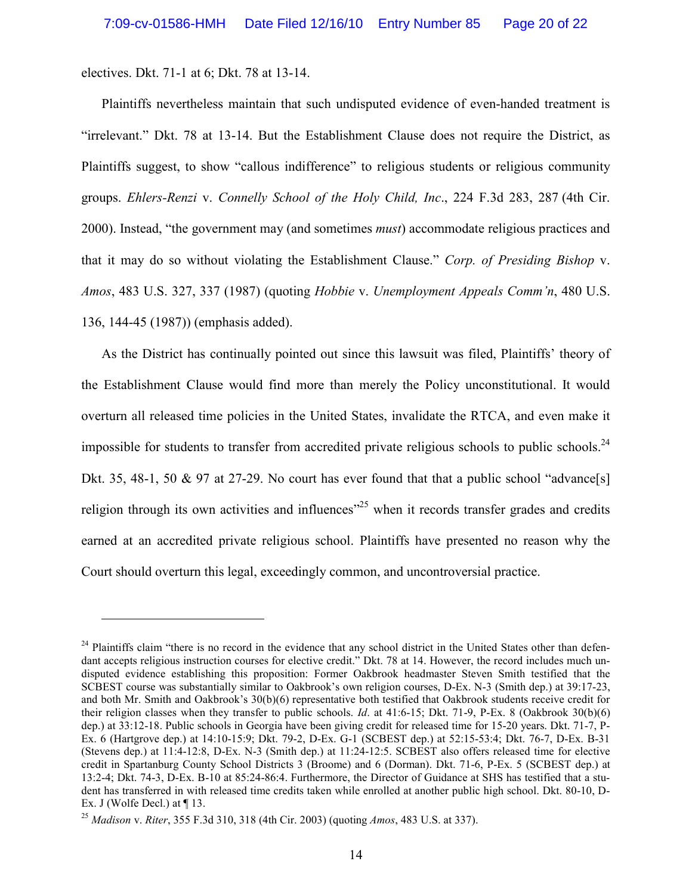electives. Dkt. 71-1 at 6; Dkt. 78 at 13-14.

Plaintiffs nevertheless maintain that such undisputed evidence of even-handed treatment is "irrelevant." Dkt. 78 at 13-14. But the Establishment Clause does not require the District, as Plaintiffs suggest, to show "callous indifference" to religious students or religious community groups. *Ehlers-Renzi* v. *Connelly School of the Holy Child, Inc*., 224 F.3d 283, 287 (4th Cir. 2000). Instead, "the government may (and sometimes *must*) accommodate religious practices and that it may do so without violating the Establishment Clause." *Corp. of Presiding Bishop* v. *Amos*, 483 U.S. 327, 337 (1987) (quoting *Hobbie* v. *Unemployment Appeals Comm'n*, 480 U.S. 136, 144-45 (1987)) (emphasis added).

As the District has continually pointed out since this lawsuit was filed, Plaintiffs' theory of the Establishment Clause would find more than merely the Policy unconstitutional. It would overturn all released time policies in the United States, invalidate the RTCA, and even make it impossible for students to transfer from accredited private religious schools to public schools.[24] Dkt. 35, 48-1, 50 & 97 at 27-29. No court has ever found that that a public school "advance[s] religion through its own activities and influences"[25] when it records transfer grades and credits earned at an accredited private religious school. Plaintiffs have presented no reason why the Court should overturn this legal, exceedingly common, and uncontroversial practice.

---

[24] Plaintiffs claim "there is no record in the evidence that any school district in the United States other than defendant accepts religious instruction courses for elective credit." Dkt. 78 at 14. However, the record includes much undisputed evidence establishing this proposition: Former Oakbrook headmaster Steven Smith testified that the SCBEST course was substantially similar to Oakbrook's own religion courses, D-Ex. N-3 (Smith dep.) at 39:17-23, and both Mr. Smith and Oakbrook's 30(b)(6) representative both testified that Oakbrook students receive credit for their religion classes when they transfer to public schools. *Id*. at 41:6-15; Dkt. 71-9, P-Ex. 8 (Oakbrook 30(b)(6) dep.) at 33:12-18. Public schools in Georgia have been giving credit for released time for 15-20 years. Dkt. 71-7, P-Ex. 6 (Hartgrove dep.) at 14:10-15:9; Dkt. 79-2, D-Ex. G-1 (SCBEST dep.) at 52:15-53:4; Dkt. 76-7, D-Ex. B-31 (Stevens dep.) at 11:4-12:8, D-Ex. N-3 (Smith dep.) at 11:24-12:5. SCBEST also offers released time for elective credit in Spartanburg County School Districts 3 (Broome) and 6 (Dorman). Dkt. 71-6, P-Ex. 5 (SCBEST dep.) at 13:2-4; Dkt. 74-3, D-Ex. B-10 at 85:24-86:4. Furthermore, the Director of Guidance at SHS has testified that a student has transferred in with released time credits taken while enrolled at another public high school. Dkt. 80-10, D-Ex. J (Wolfe Decl.) at ¶ 13.

[25] *Madison* v. *Riter*, 355 F.3d 310, 318 (4th Cir. 2003) (quoting *Amos*, 483 U.S. at 337).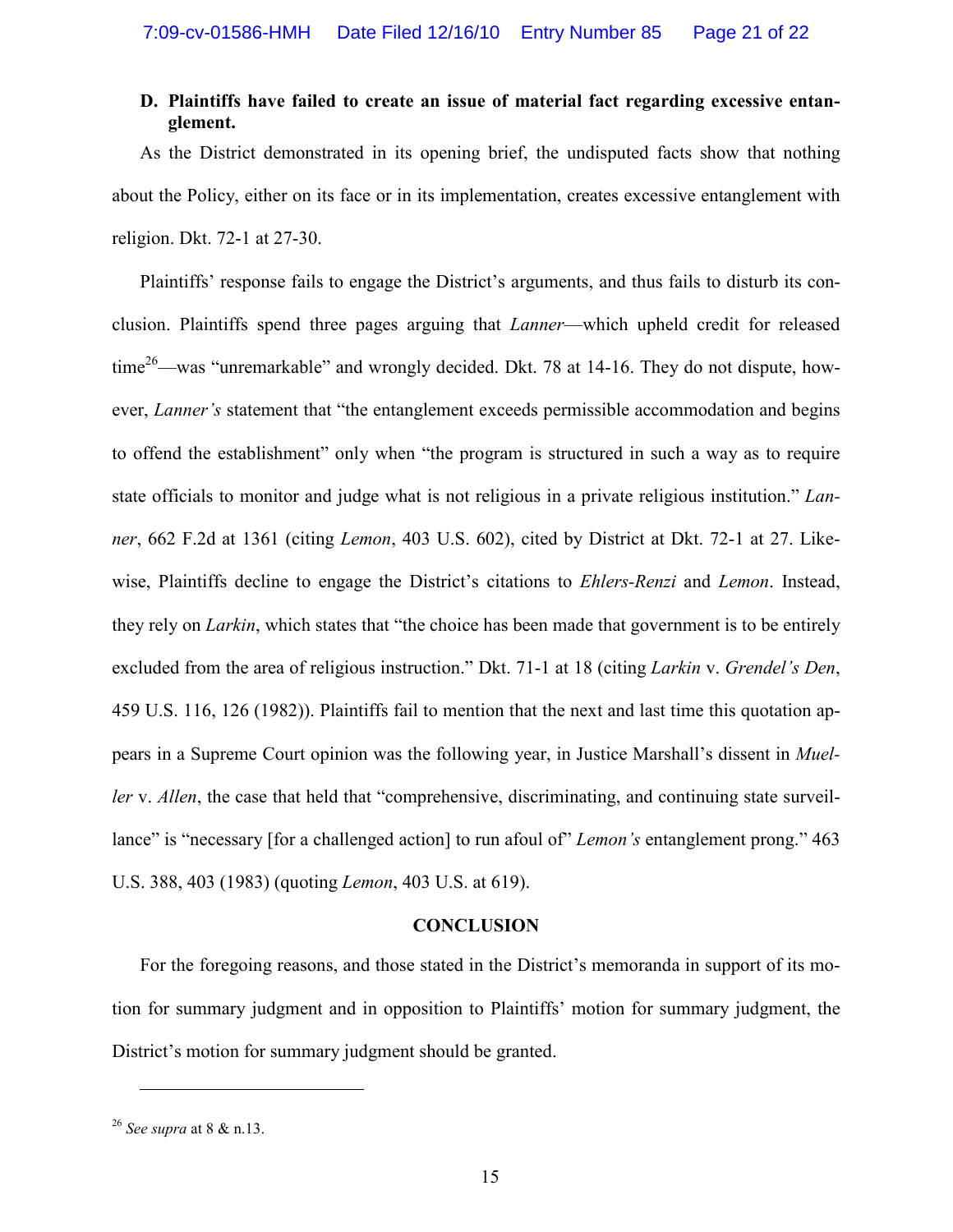### D. Plaintiffs have failed to create an issue of material fact regarding excessive entanglement.

As the District demonstrated in its opening brief, the undisputed facts show that nothing about the Policy, either on its face or in its implementation, creates excessive entanglement with religion. Dkt. 72-1 at 27-30.

Plaintiffs' response fails to engage the District's arguments, and thus fails to disturb its conclusion. Plaintiffs spend three pages arguing that *Lanner*—which upheld credit for released time[26]—was "unremarkable" and wrongly decided. Dkt. 78 at 14-16. They do not dispute, however, *Lanner's* statement that "the entanglement exceeds permissible accommodation and begins to offend the establishment" only when "the program is structured in such a way as to require state officials to monitor and judge what is not religious in a private religious institution." *Lanner*, 662 F.2d at 1361 (citing *Lemon*, 403 U.S. 602), cited by District at Dkt. 72-1 at 27. Likewise, Plaintiffs decline to engage the District's citations to *Ehlers-Renzi* and *Lemon*. Instead, they rely on *Larkin*, which states that "the choice has been made that government is to be entirely excluded from the area of religious instruction." Dkt. 71-1 at 18 (citing *Larkin* v. *Grendel's Den*, 459 U.S. 116, 126 (1982)). Plaintiffs fail to mention that the next and last time this quotation appears in a Supreme Court opinion was the following year, in Justice Marshall's dissent in *Mueller* v. *Allen*, the case that held that "comprehensive, discriminating, and continuing state surveillance" is "necessary [for a challenged action] to run afoul of" *Lemon's* entanglement prong." 463 U.S. 388, 403 (1983) (quoting *Lemon*, 403 U.S. at 619).

## CONCLUSION

For the foregoing reasons, and those stated in the District's memoranda in support of its motion for summary judgment and in opposition to Plaintiffs' motion for summary judgment, the District's motion for summary judgment should be granted.

---

[26] *See supra* at 8 & n.13.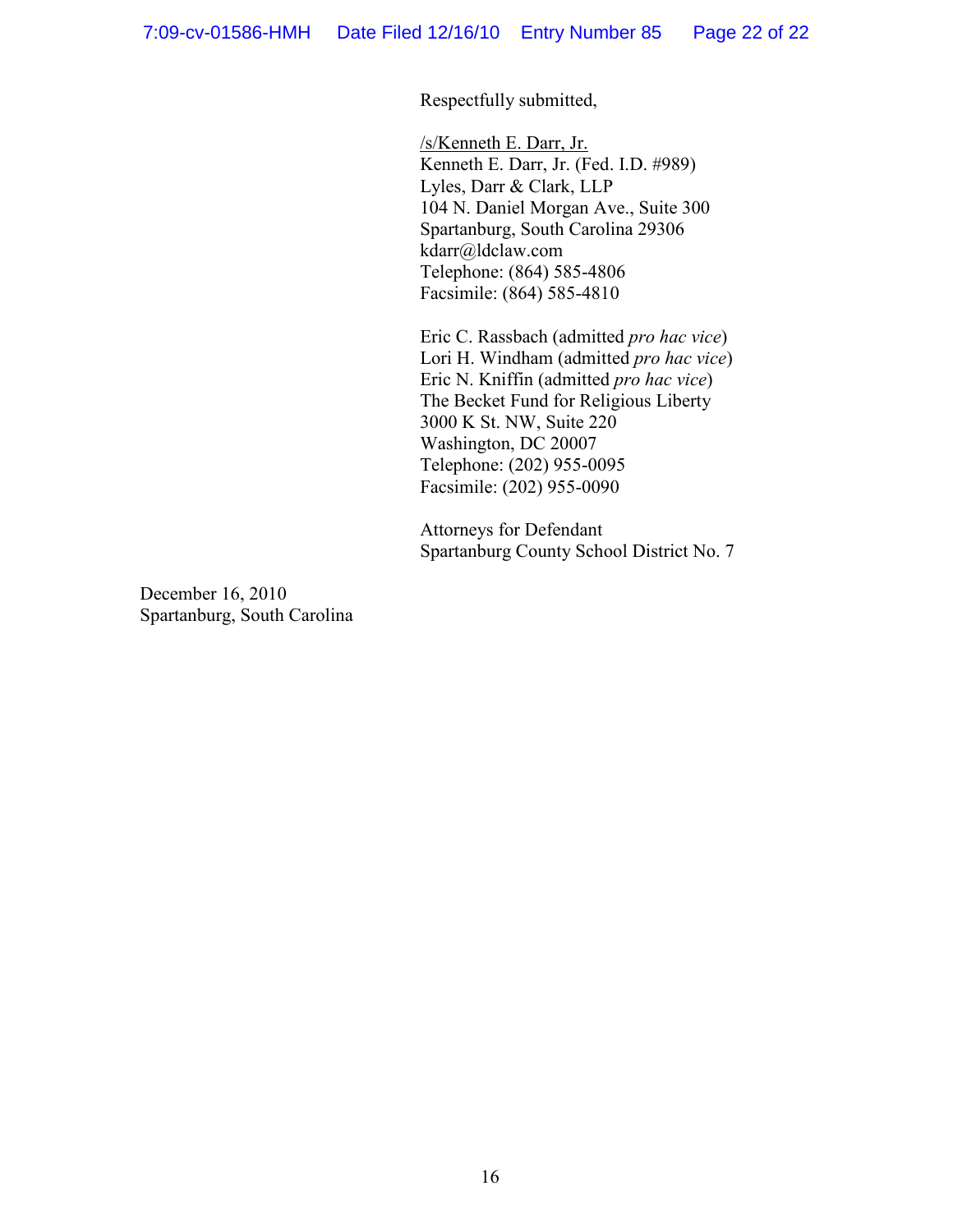Respectfully submitted,

/s/Kenneth E. Darr, Jr.
Kenneth E. Darr, Jr. (Fed. I.D. #989)
Lyles, Darr & Clark, LLP
104 N. Daniel Morgan Ave., Suite 300
Spartanburg, South Carolina 29306
kdarr@ldclaw.com
Telephone: (864) 585-4806
Facsimile: (864) 585-4810

Eric C. Rassbach (admitted *pro hac vice*)
Lori H. Windham (admitted *pro hac vice*)
Eric N. Kniffin (admitted *pro hac vice*)
The Becket Fund for Religious Liberty
3000 K St. NW, Suite 220
Washington, DC 20007
Telephone: (202) 955-0095
Facsimile: (202) 955-0090

Attorneys for Defendant
Spartanburg County School District No. 7

December 16, 2010
Spartanburg, South Carolina